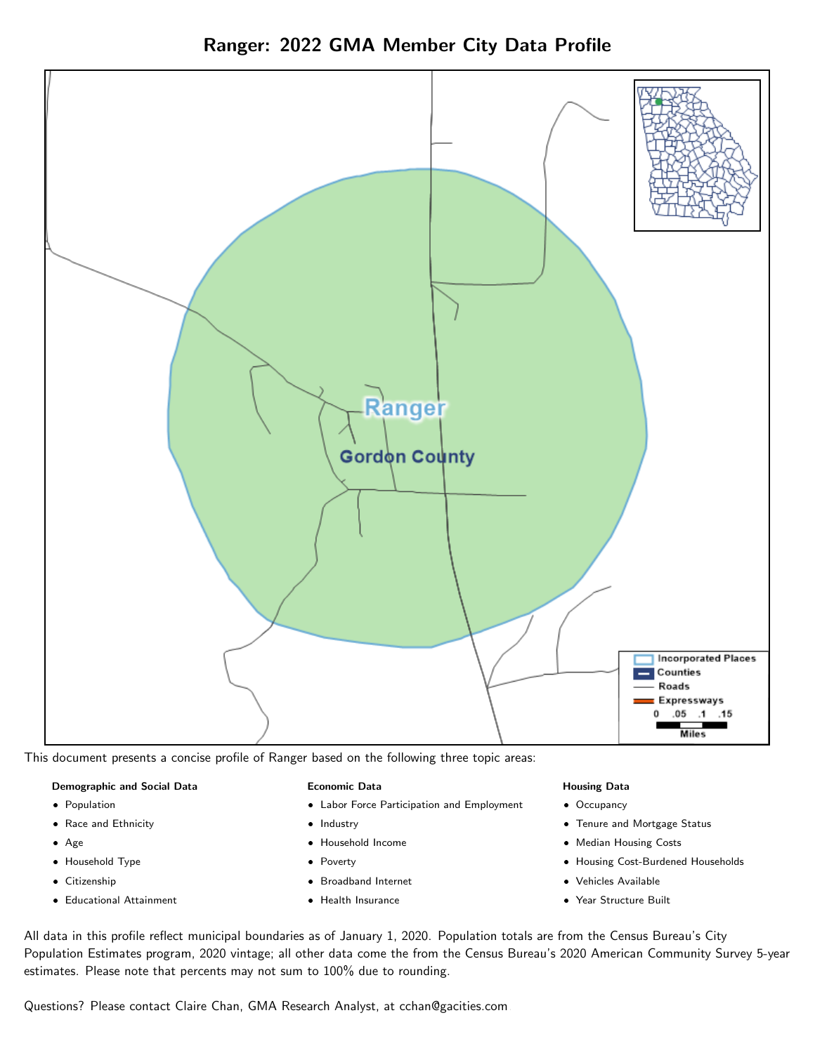# Ranger: 2022 GMA Member City Data Profile

This document presents a concise profile of Ranger based on the following three topic areas:

**Demographic and Social Data**

- Population
- Race and Ethnicity
- Age
- Household Type
- Citizenship
- Educational Attainment

**Economic Data**

- Labor Force Participation and Employment
- Industry
- Household Income
- Poverty
- Broadband Internet
- Health Insurance

**Housing Data**

- Occupancy
- Tenure and Mortgage Status
- Median Housing Costs
- Housing Cost-Burdened Households
- Vehicles Available
- Year Structure Built

All data in this profile reflect municipal boundaries as of January 1, 2020. Population totals are from the Census Bureau's City Population Estimates program, 2020 vintage; all other data come the from the Census Bureau's 2020 American Community Survey 5-year estimates. Please note that percents may not sum to 100% due to rounding.

Questions? Please contact Claire Chan, GMA Research Analyst, at cchan@gacities.com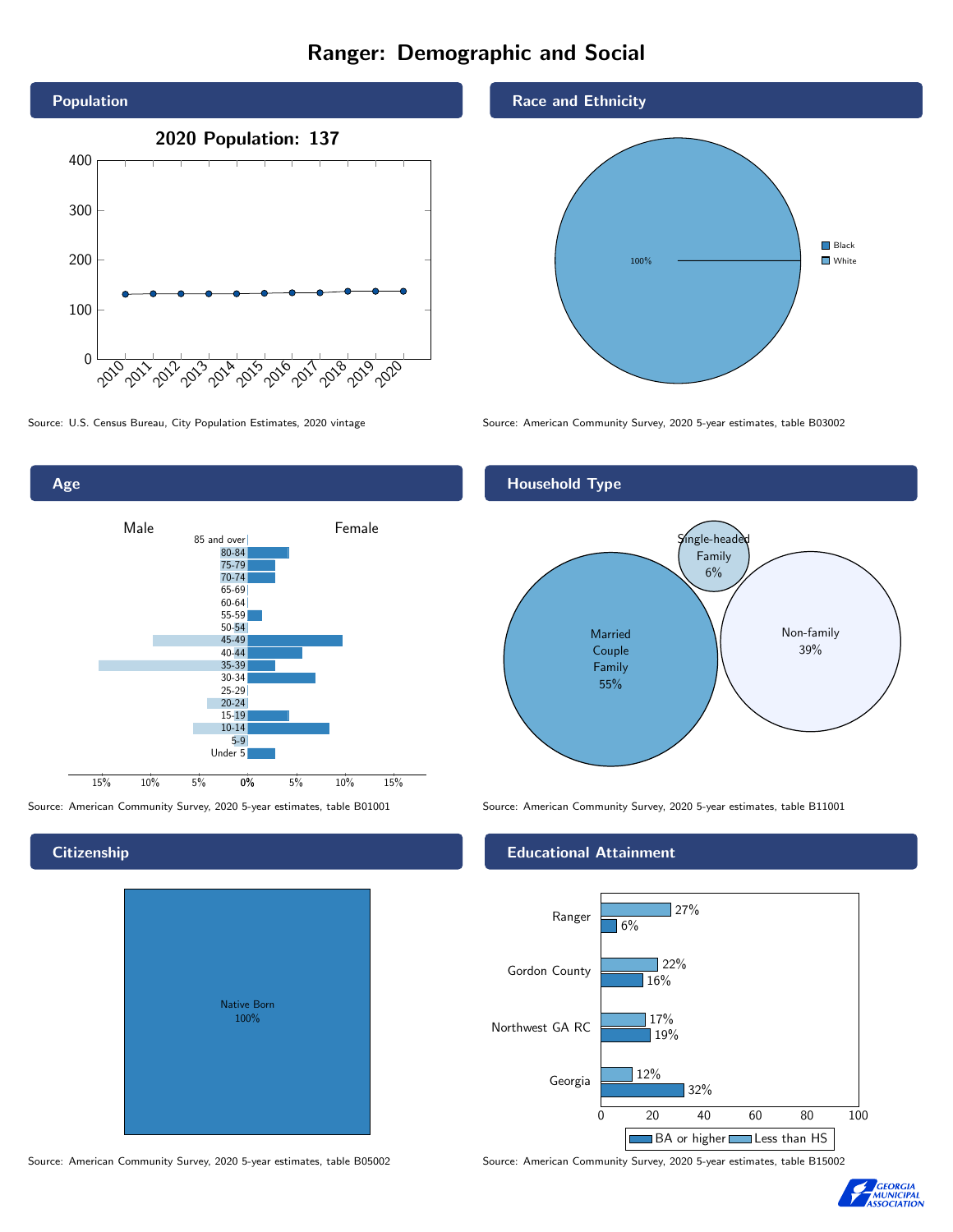# Ranger: Demographic and Social

## Population

**2020 Population: 137**

Source: U.S. Census Bureau, City Population Estimates, 2020 vintage

## Race and Ethnicity

| Race | Percent |
|---|---|
| Black | |
| White | 100% |

Source: American Community Survey, 2020 5-year estimates, table B03002

## Age

Male / Female

Age groups: 85 and over, 80-84, 75-79, 70-74, 65-69, 60-64, 55-59, 50-54, 45-49, 40-44, 35-39, 30-34, 25-29, 20-24, 15-19, 10-14, 5-9, Under 5

Source: American Community Survey, 2020 5-year estimates, table B01001

## Household Type

| Household Type | Percent |
|---|---|
| Married Couple Family | 55% |
| Single-headed Family | 6% |
| Non-family | 39% |

Source: American Community Survey, 2020 5-year estimates, table B11001

## Citizenship

| Citizenship | Percent |
|---|---|
| Native Born | 100% |

Source: American Community Survey, 2020 5-year estimates, table B05002

## Educational Attainment

| Area | Less than HS | BA or higher |
|---|---|---|
| Ranger | 27% | 6% |
| Gordon County | 22% | 16% |
| Northwest GA RC | 17% | 19% |
| Georgia | 12% | 32% |

Source: American Community Survey, 2020 5-year estimates, table B15002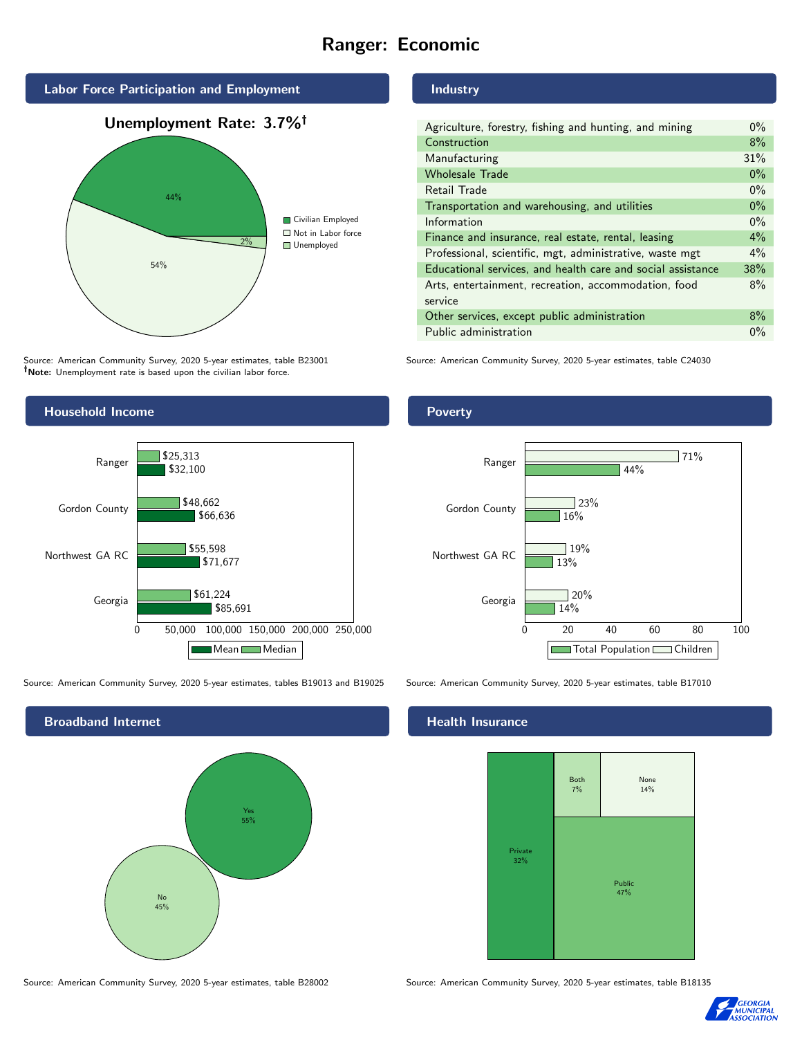# Ranger: Economic

## Labor Force Participation and Employment

**Unemployment Rate: 3.7%†**

| Category | Percent |
| --- | --- |
| Civilian Employed | 44% |
| Not in Labor force | 54% |
| Unemployed | 2% |

Source: American Community Survey, 2020 5-year estimates, table B23001
**†Note:** Unemployment rate is based upon the civilian labor force.

## Industry

| Industry | Percent |
| --- | --- |
| Agriculture, forestry, fishing and hunting, and mining | 0% |
| Construction | 8% |
| Manufacturing | 31% |
| Wholesale Trade | 0% |
| Retail Trade | 0% |
| Transportation and warehousing, and utilities | 0% |
| Information | 0% |
| Finance and insurance, real estate, rental, leasing | 4% |
| Professional, scientific, mgt, administrative, waste mgt | 4% |
| Educational services, and health care and social assistance | 38% |
| Arts, entertainment, recreation, accommodation, food service | 8% |
| Other services, except public administration | 8% |
| Public administration | 0% |

Source: American Community Survey, 2020 5-year estimates, table C24030

## Household Income

| | Median | Mean |
| --- | --- | --- |
| Ranger | $25,313 | $32,100 |
| Gordon County | $48,662 | $66,636 |
| Northwest GA RC | $55,598 | $71,677 |
| Georgia | $61,224 | $85,691 |

Source: American Community Survey, 2020 5-year estimates, tables B19013 and B19025

## Poverty

| | Children | Total Population |
| --- | --- | --- |
| Ranger | 71% | 44% |
| Gordon County | 23% | 16% |
| Northwest GA RC | 19% | 13% |
| Georgia | 20% | 14% |

Source: American Community Survey, 2020 5-year estimates, table B17010

## Broadband Internet

| | Percent |
| --- | --- |
| Yes | 55% |
| No | 45% |

Source: American Community Survey, 2020 5-year estimates, table B28002

## Health Insurance

| | Percent |
| --- | --- |
| Private | 32% |
| Public | 47% |
| Both | 7% |
| None | 14% |

Source: American Community Survey, 2020 5-year estimates, table B18135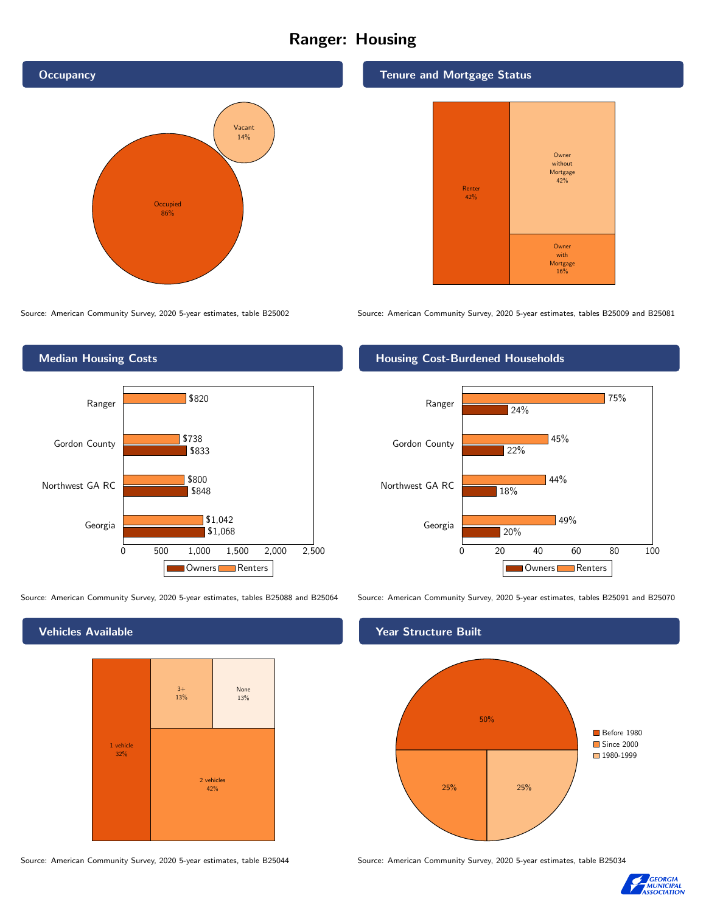# Ranger: Housing

## Occupancy

Vacant
14%

Occupied
86%

Source: American Community Survey, 2020 5-year estimates, table B25002

## Tenure and Mortgage Status

Renter
42%

Owner
without
Mortgage
42%

Owner
with
Mortgage
16%

Source: American Community Survey, 2020 5-year estimates, tables B25009 and B25081

## Median Housing Costs

Ranger
$820

Gordon County
$738
$833

Northwest GA RC
$800
$848

Georgia
$1,042
$1,068

0 500 1,000 1,500 2,000 2,500

Owners Renters

Source: American Community Survey, 2020 5-year estimates, tables B25088 and B25064

## Housing Cost-Burdened Households

Ranger
75%
24%

Gordon County
45%
22%

Northwest GA RC
44%
18%

Georgia
49%
20%

0 20 40 60 80 100

Owners Renters

Source: American Community Survey, 2020 5-year estimates, tables B25091 and B25070

## Vehicles Available

1 vehicle
32%

3+
13%

None
13%

2 vehicles
42%

Source: American Community Survey, 2020 5-year estimates, table B25044

## Year Structure Built

50%
25%
25%

Before 1980
Since 2000
1980-1999

Source: American Community Survey, 2020 5-year estimates, table B25034